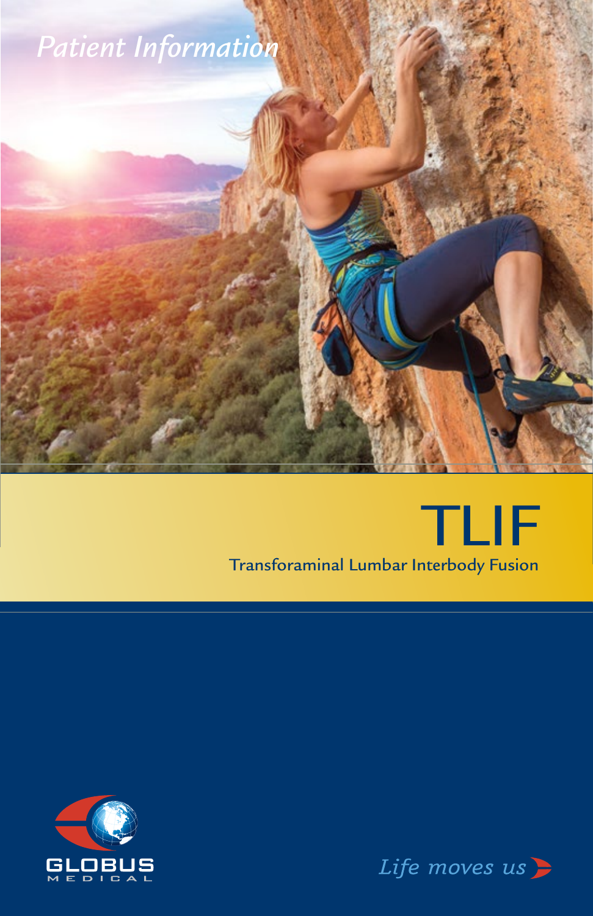*Patient Information*

# TLIF

## Transforaminal Lumbar Interbody Fusion

GLOBUS MEDICAL

*Life moves us*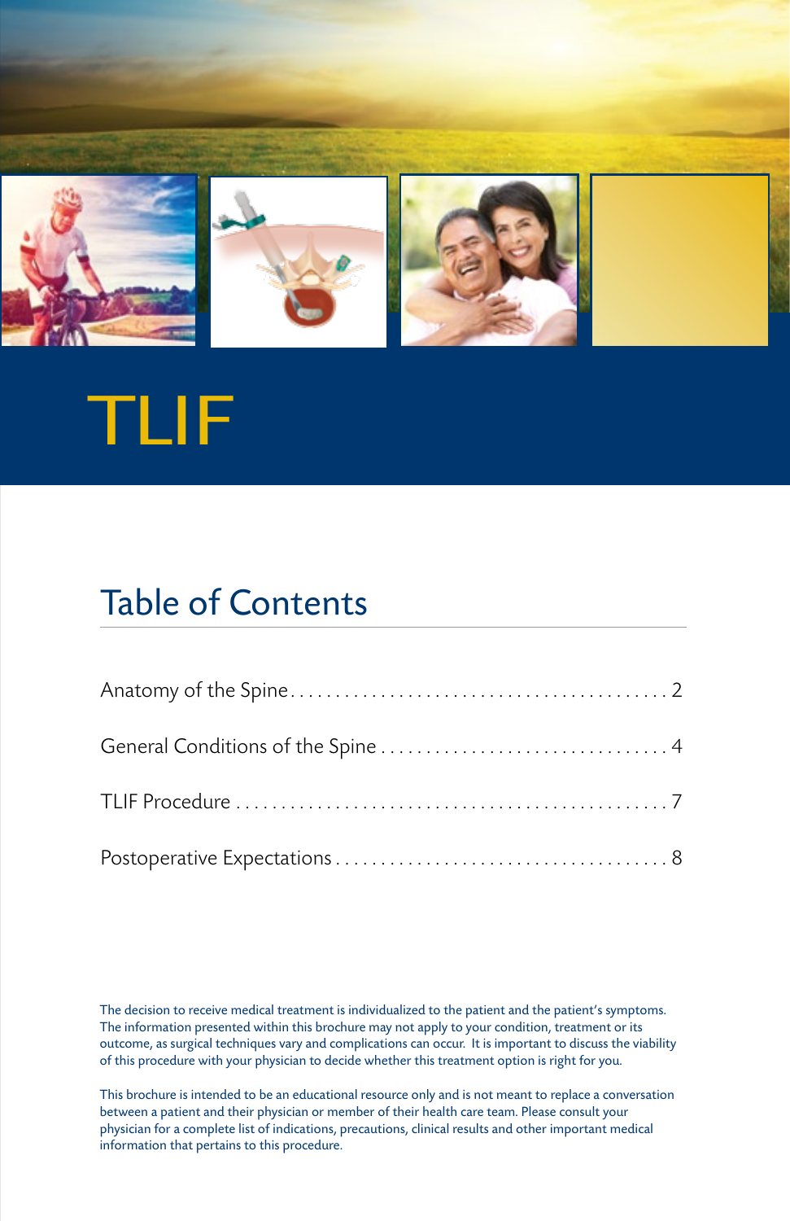# TLIF

## Table of Contents

Anatomy of the Spine . . . . . . . . . . . . . . . . . . . . . . . . . . . . . . . . . . . . . . . . . 2

General Conditions of the Spine . . . . . . . . . . . . . . . . . . . . . . . . . . . . . . . . 4

TLIF Procedure . . . . . . . . . . . . . . . . . . . . . . . . . . . . . . . . . . . . . . . . . . . . . . 7

Postoperative Expectations . . . . . . . . . . . . . . . . . . . . . . . . . . . . . . . . . . . . 8

The decision to receive medical treatment is individualized to the patient and the patient's symptoms. The information presented within this brochure may not apply to your condition, treatment or its outcome, as surgical techniques vary and complications can occur. It is important to discuss the viability of this procedure with your physician to decide whether this treatment option is right for you.

This brochure is intended to be an educational resource only and is not meant to replace a conversation between a patient and their physician or member of their health care team. Please consult your physician for a complete list of indications, precautions, clinical results and other important medical information that pertains to this procedure.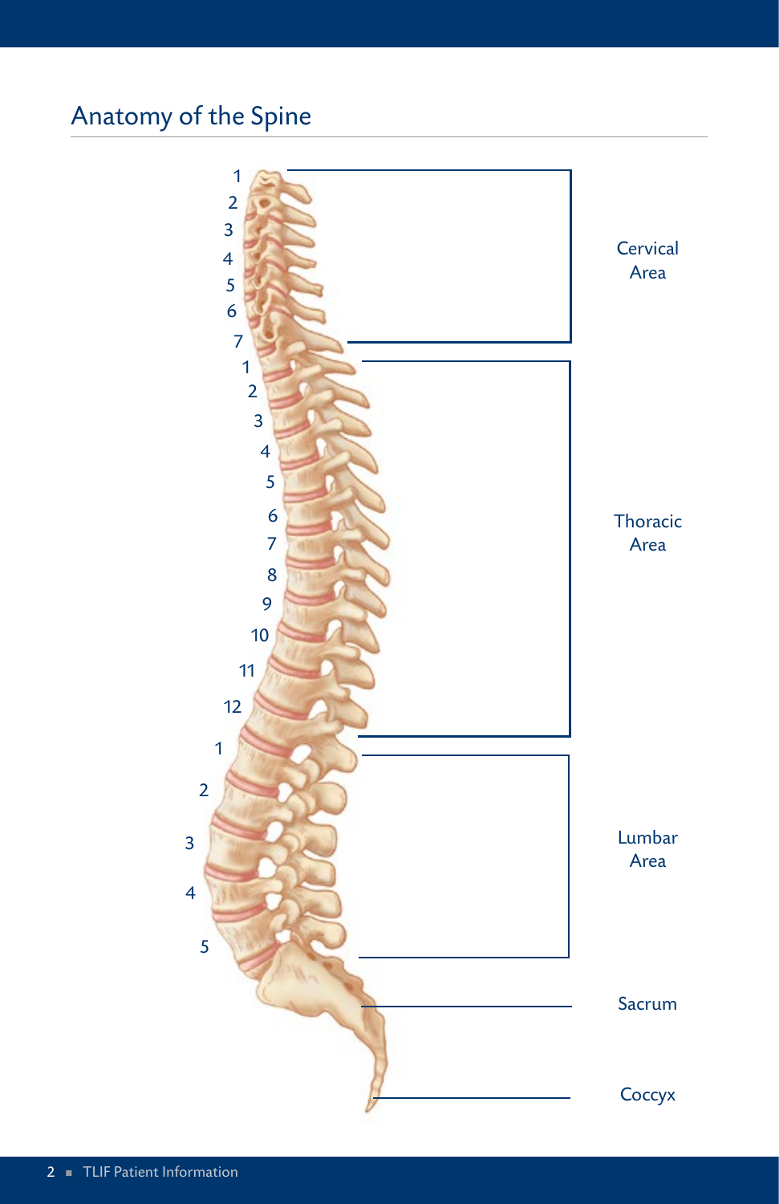## Anatomy of the Spine

Cervical Area

1
2
3
4
5
6
7

Thoracic Area

1
2
3
4
5
6
7
8
9
10
11
12

Lumbar Area

1
2
3
4
5

Sacrum

Coccyx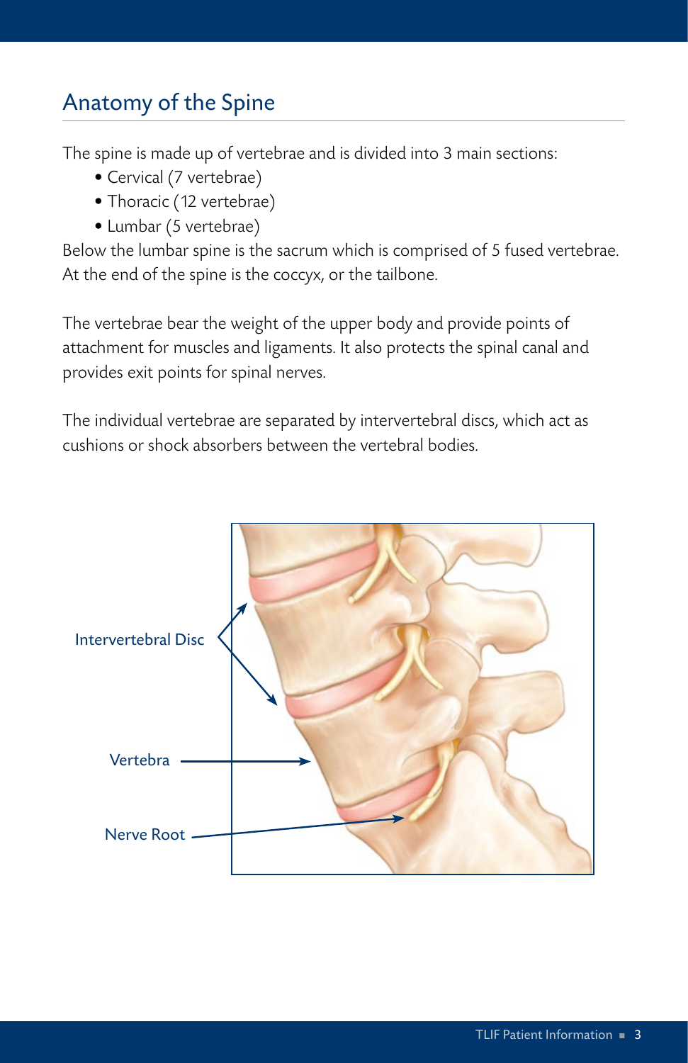## Anatomy of the Spine

The spine is made up of vertebrae and is divided into 3 main sections:

- Cervical (7 vertebrae)
- Thoracic (12 vertebrae)
- Lumbar (5 vertebrae)

Below the lumbar spine is the sacrum which is comprised of 5 fused vertebrae. At the end of the spine is the coccyx, or the tailbone.

The vertebrae bear the weight of the upper body and provide points of attachment for muscles and ligaments. It also protects the spinal canal and provides exit points for spinal nerves.

The individual vertebrae are separated by intervertebral discs, which act as cushions or shock absorbers between the vertebral bodies.

Intervertebral Disc

Vertebra

Nerve Root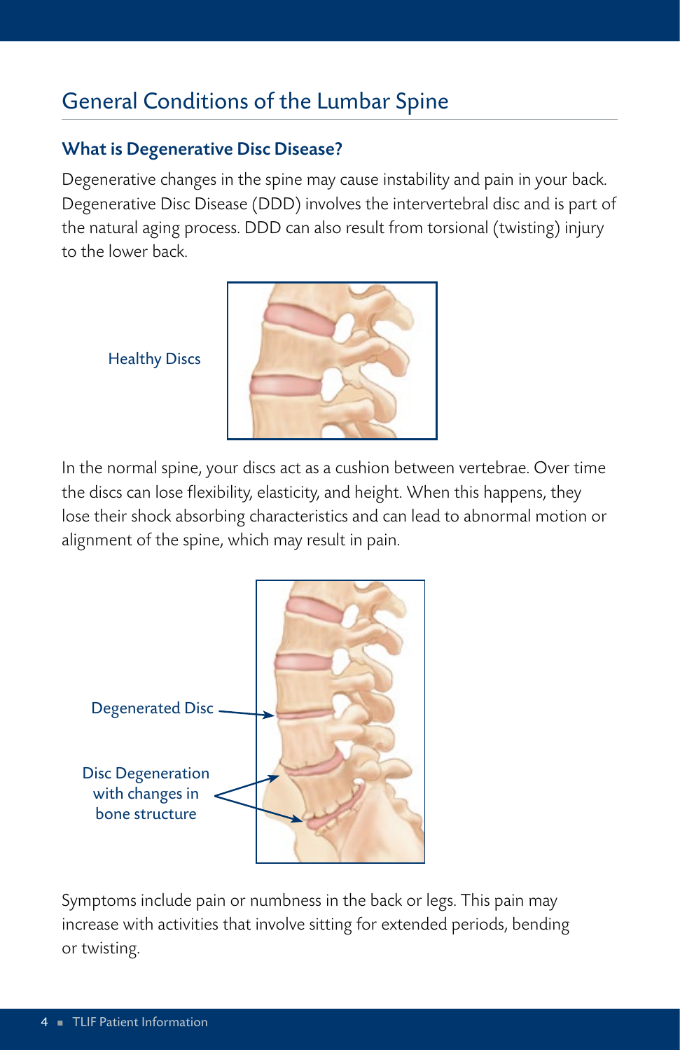## General Conditions of the Lumbar Spine

### What is Degenerative Disc Disease?

Degenerative changes in the spine may cause instability and pain in your back. Degenerative Disc Disease (DDD) involves the intervertebral disc and is part of the natural aging process. DDD can also result from torsional (twisting) injury to the lower back.

Healthy Discs

In the normal spine, your discs act as a cushion between vertebrae. Over time the discs can lose flexibility, elasticity, and height. When this happens, they lose their shock absorbing characteristics and can lead to abnormal motion or alignment of the spine, which may result in pain.

Degenerated Disc

Disc Degeneration with changes in bone structure

Symptoms include pain or numbness in the back or legs. This pain may increase with activities that involve sitting for extended periods, bending or twisting.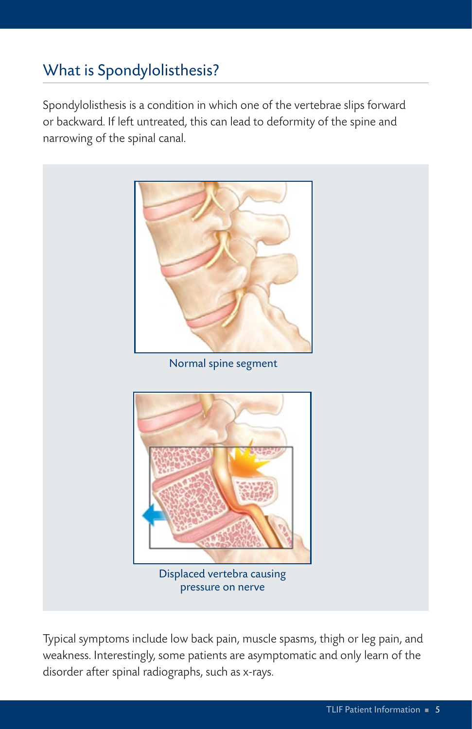## What is Spondylolisthesis?

Spondylolisthesis is a condition in which one of the vertebrae slips forward or backward. If left untreated, this can lead to deformity of the spine and narrowing of the spinal canal.

Normal spine segment

Displaced vertebra causing pressure on nerve

Typical symptoms include low back pain, muscle spasms, thigh or leg pain, and weakness. Interestingly, some patients are asymptomatic and only learn of the disorder after spinal radiographs, such as x-rays.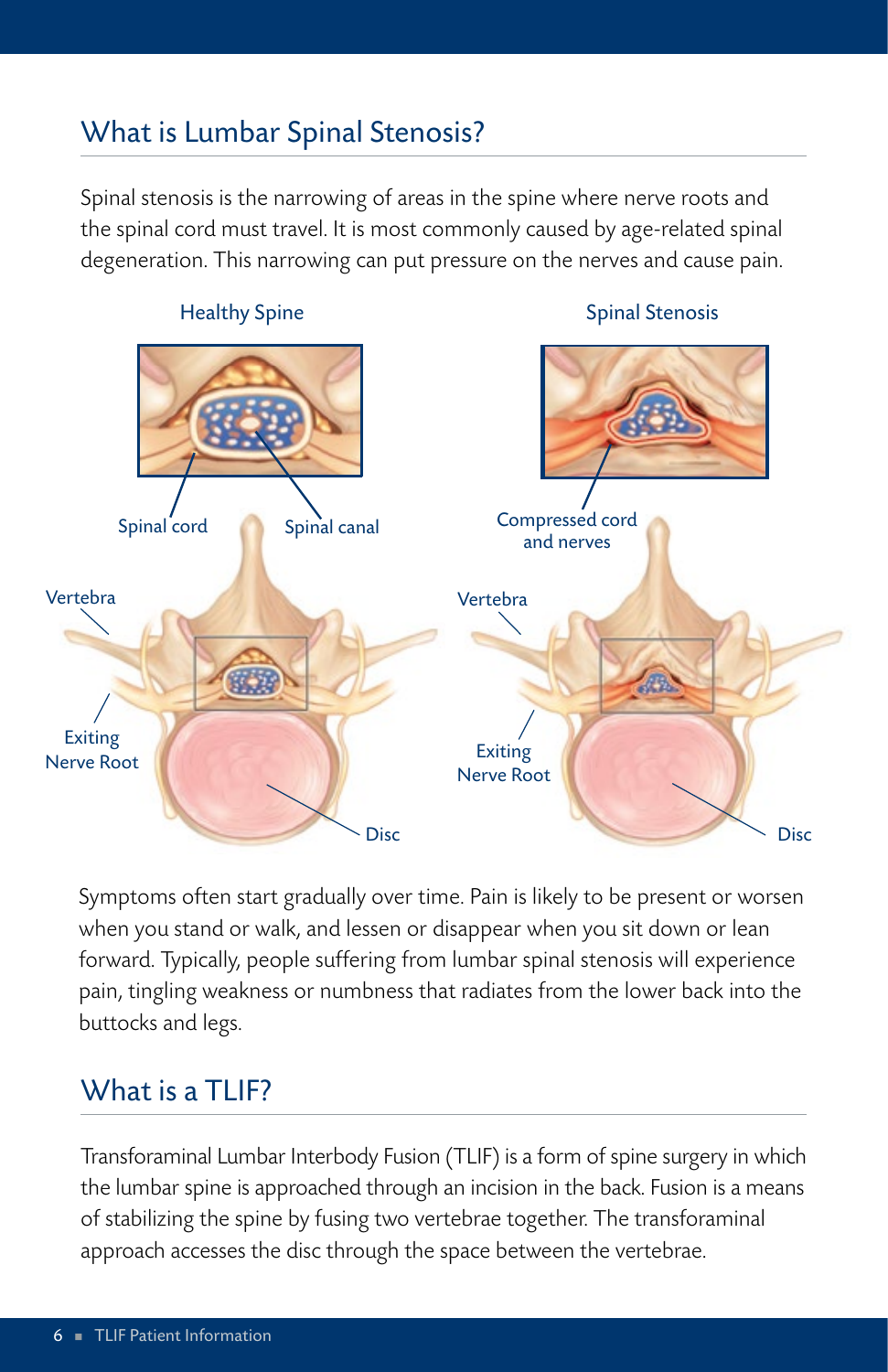## What is Lumbar Spinal Stenosis?

Spinal stenosis is the narrowing of areas in the spine where nerve roots and the spinal cord must travel. It is most commonly caused by age-related spinal degeneration. This narrowing can put pressure on the nerves and cause pain.

Healthy Spine

Spinal cord

Spinal canal

Vertebra

Exiting Nerve Root

Disc

Spinal Stenosis

Compressed cord and nerves

Vertebra

Exiting Nerve Root

Disc

Symptoms often start gradually over time. Pain is likely to be present or worsen when you stand or walk, and lessen or disappear when you sit down or lean forward. Typically, people suffering from lumbar spinal stenosis will experience pain, tingling weakness or numbness that radiates from the lower back into the buttocks and legs.

## What is a TLIF?

Transforaminal Lumbar Interbody Fusion (TLIF) is a form of spine surgery in which the lumbar spine is approached through an incision in the back. Fusion is a means of stabilizing the spine by fusing two vertebrae together. The transforaminal approach accesses the disc through the space between the vertebrae.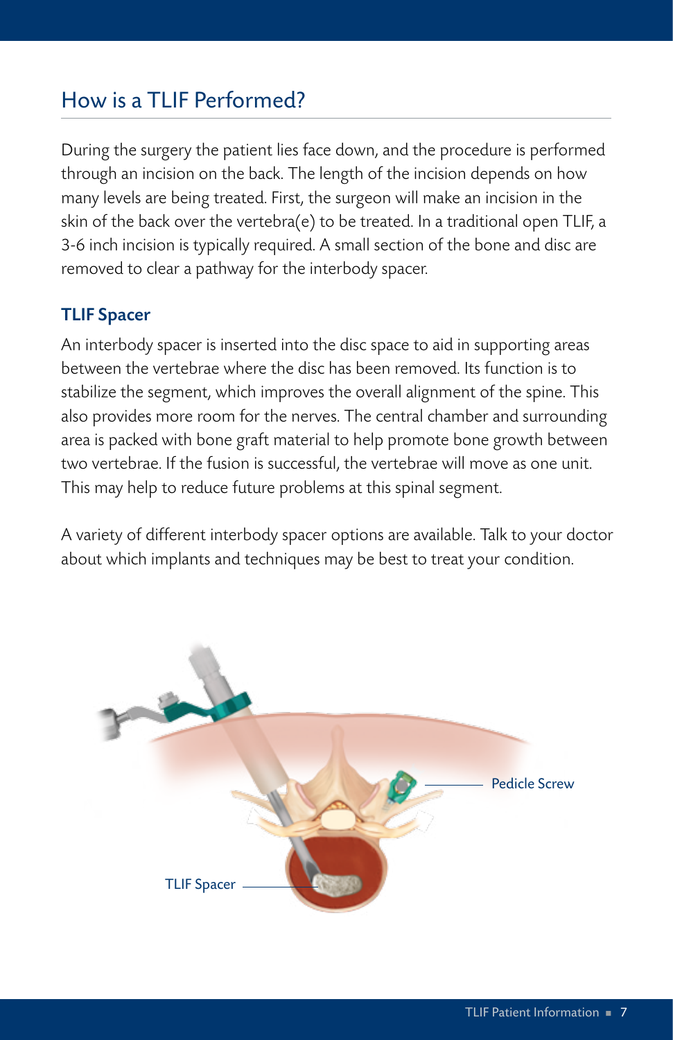## How is a TLIF Performed?

During the surgery the patient lies face down, and the procedure is performed through an incision on the back. The length of the incision depends on how many levels are being treated. First, the surgeon will make an incision in the skin of the back over the vertebra(e) to be treated. In a traditional open TLIF, a 3-6 inch incision is typically required. A small section of the bone and disc are removed to clear a pathway for the interbody spacer.

### TLIF Spacer

An interbody spacer is inserted into the disc space to aid in supporting areas between the vertebrae where the disc has been removed. Its function is to stabilize the segment, which improves the overall alignment of the spine. This also provides more room for the nerves. The central chamber and surrounding area is packed with bone graft material to help promote bone growth between two vertebrae. If the fusion is successful, the vertebrae will move as one unit. This may help to reduce future problems at this spinal segment.

A variety of different interbody spacer options are available. Talk to your doctor about which implants and techniques may be best to treat your condition.

Pedicle Screw

TLIF Spacer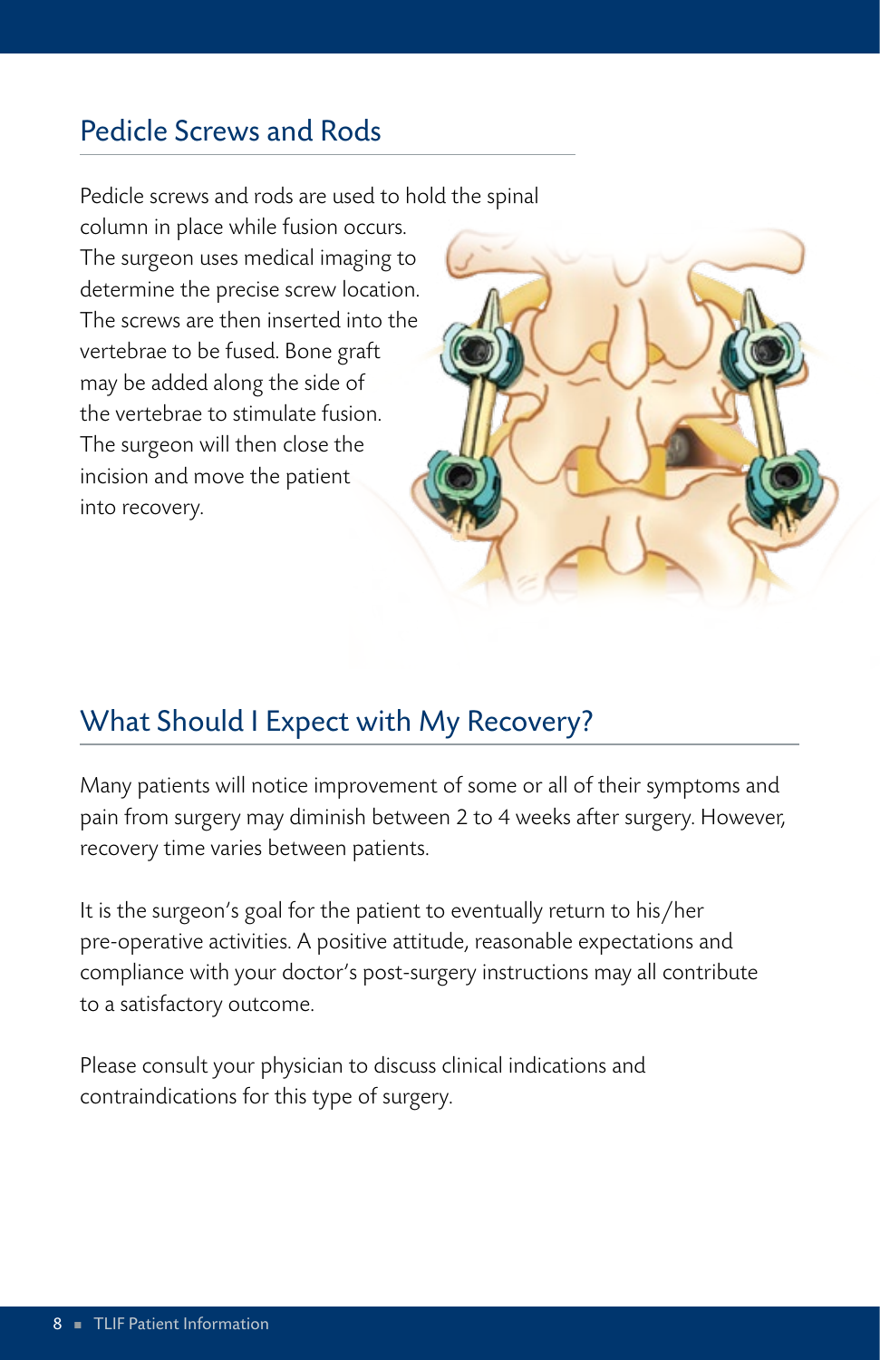## Pedicle Screws and Rods

Pedicle screws and rods are used to hold the spinal column in place while fusion occurs. The surgeon uses medical imaging to determine the precise screw location. The screws are then inserted into the vertebrae to be fused. Bone graft may be added along the side of the vertebrae to stimulate fusion. The surgeon will then close the incision and move the patient into recovery.

## What Should I Expect with My Recovery?

Many patients will notice improvement of some or all of their symptoms and pain from surgery may diminish between 2 to 4 weeks after surgery. However, recovery time varies between patients.

It is the surgeon's goal for the patient to eventually return to his/her pre-operative activities. A positive attitude, reasonable expectations and compliance with your doctor's post-surgery instructions may all contribute to a satisfactory outcome.

Please consult your physician to discuss clinical indications and contraindications for this type of surgery.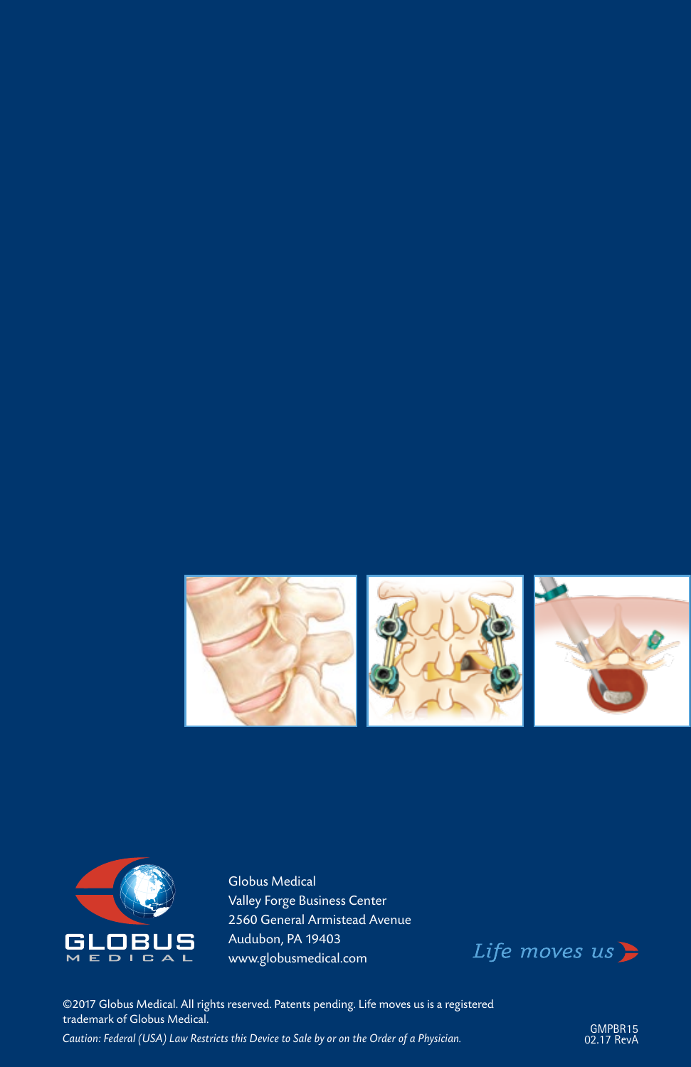GLOBUS
MEDICAL

Globus Medical
Valley Forge Business Center
2560 General Armistead Avenue
Audubon, PA 19403
www.globusmedical.com

*Life moves us*

©2017 Globus Medical. All rights reserved. Patents pending. Life moves us is a registered trademark of Globus Medical.

*Caution: Federal (USA) Law Restricts this Device to Sale by or on the Order of a Physician.*

GMPBR15
02.17 RevA